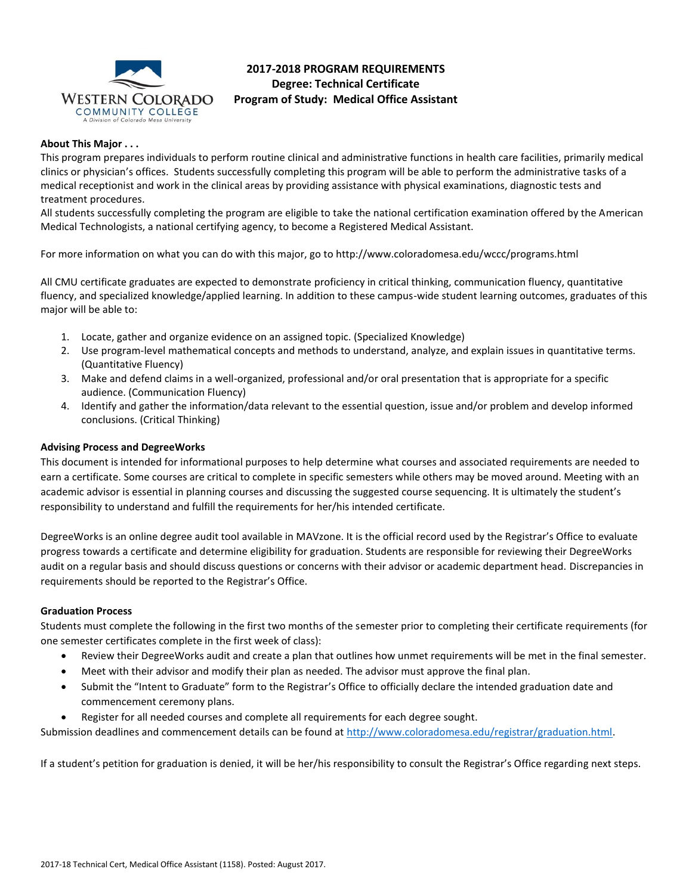# 2017-2018 PROGRAM REQUIREMENTS
## Degree: Technical Certificate
## Program of Study: Medical Office Assistant

### About This Major . . .

This program prepares individuals to perform routine clinical and administrative functions in health care facilities, primarily medical clinics or physician's offices. Students successfully completing this program will be able to perform the administrative tasks of a medical receptionist and work in the clinical areas by providing assistance with physical examinations, diagnostic tests and treatment procedures.

All students successfully completing the program are eligible to take the national certification examination offered by the American Medical Technologists, a national certifying agency, to become a Registered Medical Assistant.

For more information on what you can do with this major, go to http://www.coloradomesa.edu/wccc/programs.html

All CMU certificate graduates are expected to demonstrate proficiency in critical thinking, communication fluency, quantitative fluency, and specialized knowledge/applied learning. In addition to these campus-wide student learning outcomes, graduates of this major will be able to:

1. Locate, gather and organize evidence on an assigned topic. (Specialized Knowledge)
2. Use program-level mathematical concepts and methods to understand, analyze, and explain issues in quantitative terms. (Quantitative Fluency)
3. Make and defend claims in a well-organized, professional and/or oral presentation that is appropriate for a specific audience. (Communication Fluency)
4. Identify and gather the information/data relevant to the essential question, issue and/or problem and develop informed conclusions. (Critical Thinking)

### Advising Process and DegreeWorks

This document is intended for informational purposes to help determine what courses and associated requirements are needed to earn a certificate. Some courses are critical to complete in specific semesters while others may be moved around. Meeting with an academic advisor is essential in planning courses and discussing the suggested course sequencing. It is ultimately the student's responsibility to understand and fulfill the requirements for her/his intended certificate.

DegreeWorks is an online degree audit tool available in MAVzone. It is the official record used by the Registrar's Office to evaluate progress towards a certificate and determine eligibility for graduation. Students are responsible for reviewing their DegreeWorks audit on a regular basis and should discuss questions or concerns with their advisor or academic department head. Discrepancies in requirements should be reported to the Registrar's Office.

### Graduation Process

Students must complete the following in the first two months of the semester prior to completing their certificate requirements (for one semester certificates complete in the first week of class):

- Review their DegreeWorks audit and create a plan that outlines how unmet requirements will be met in the final semester.
- Meet with their advisor and modify their plan as needed. The advisor must approve the final plan.
- Submit the "Intent to Graduate" form to the Registrar's Office to officially declare the intended graduation date and commencement ceremony plans.
- Register for all needed courses and complete all requirements for each degree sought.

Submission deadlines and commencement details can be found at http://www.coloradomesa.edu/registrar/graduation.html.

If a student's petition for graduation is denied, it will be her/his responsibility to consult the Registrar's Office regarding next steps.

2017-18 Technical Cert, Medical Office Assistant (1158). Posted: August 2017.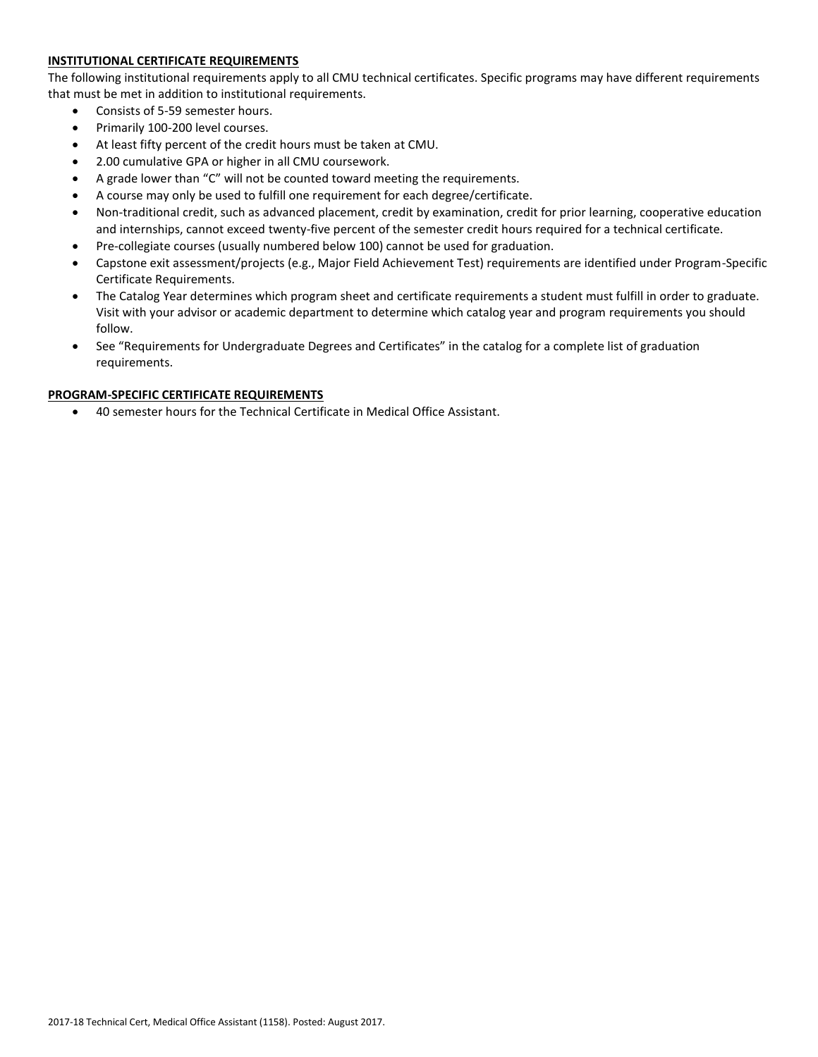**INSTITUTIONAL CERTIFICATE REQUIREMENTS**

The following institutional requirements apply to all CMU technical certificates. Specific programs may have different requirements that must be met in addition to institutional requirements.

- Consists of 5-59 semester hours.
- Primarily 100-200 level courses.
- At least fifty percent of the credit hours must be taken at CMU.
- 2.00 cumulative GPA or higher in all CMU coursework.
- A grade lower than "C" will not be counted toward meeting the requirements.
- A course may only be used to fulfill one requirement for each degree/certificate.
- Non-traditional credit, such as advanced placement, credit by examination, credit for prior learning, cooperative education and internships, cannot exceed twenty-five percent of the semester credit hours required for a technical certificate.
- Pre-collegiate courses (usually numbered below 100) cannot be used for graduation.
- Capstone exit assessment/projects (e.g., Major Field Achievement Test) requirements are identified under Program-Specific Certificate Requirements.
- The Catalog Year determines which program sheet and certificate requirements a student must fulfill in order to graduate. Visit with your advisor or academic department to determine which catalog year and program requirements you should follow.
- See "Requirements for Undergraduate Degrees and Certificates" in the catalog for a complete list of graduation requirements.

**PROGRAM-SPECIFIC CERTIFICATE REQUIREMENTS**

- 40 semester hours for the Technical Certificate in Medical Office Assistant.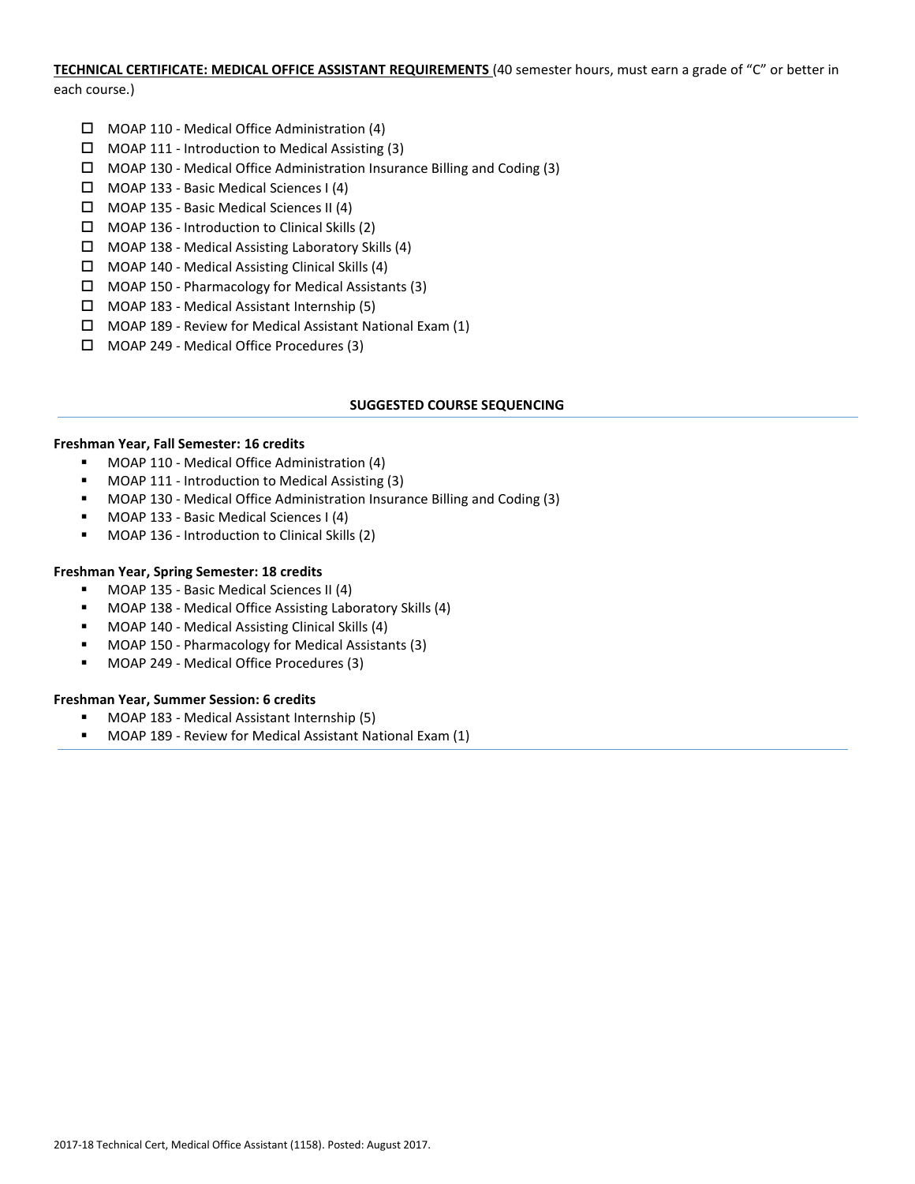**TECHNICAL CERTIFICATE: MEDICAL OFFICE ASSISTANT REQUIREMENTS** (40 semester hours, must earn a grade of "C" or better in each course.)

- ☐ MOAP 110 - Medical Office Administration (4)
- ☐ MOAP 111 - Introduction to Medical Assisting (3)
- ☐ MOAP 130 - Medical Office Administration Insurance Billing and Coding (3)
- ☐ MOAP 133 - Basic Medical Sciences I (4)
- ☐ MOAP 135 - Basic Medical Sciences II (4)
- ☐ MOAP 136 - Introduction to Clinical Skills (2)
- ☐ MOAP 138 - Medical Assisting Laboratory Skills (4)
- ☐ MOAP 140 - Medical Assisting Clinical Skills (4)
- ☐ MOAP 150 - Pharmacology for Medical Assistants (3)
- ☐ MOAP 183 - Medical Assistant Internship (5)
- ☐ MOAP 189 - Review for Medical Assistant National Exam (1)
- ☐ MOAP 249 - Medical Office Procedures (3)

## SUGGESTED COURSE SEQUENCING

**Freshman Year, Fall Semester: 16 credits**

- MOAP 110 - Medical Office Administration (4)
- MOAP 111 - Introduction to Medical Assisting (3)
- MOAP 130 - Medical Office Administration Insurance Billing and Coding (3)
- MOAP 133 - Basic Medical Sciences I (4)
- MOAP 136 - Introduction to Clinical Skills (2)

**Freshman Year, Spring Semester: 18 credits**

- MOAP 135 - Basic Medical Sciences II (4)
- MOAP 138 - Medical Office Assisting Laboratory Skills (4)
- MOAP 140 - Medical Assisting Clinical Skills (4)
- MOAP 150 - Pharmacology for Medical Assistants (3)
- MOAP 249 - Medical Office Procedures (3)

**Freshman Year, Summer Session: 6 credits**

- MOAP 183 - Medical Assistant Internship (5)
- MOAP 189 - Review for Medical Assistant National Exam (1)

2017-18 Technical Cert, Medical Office Assistant (1158). Posted: August 2017.